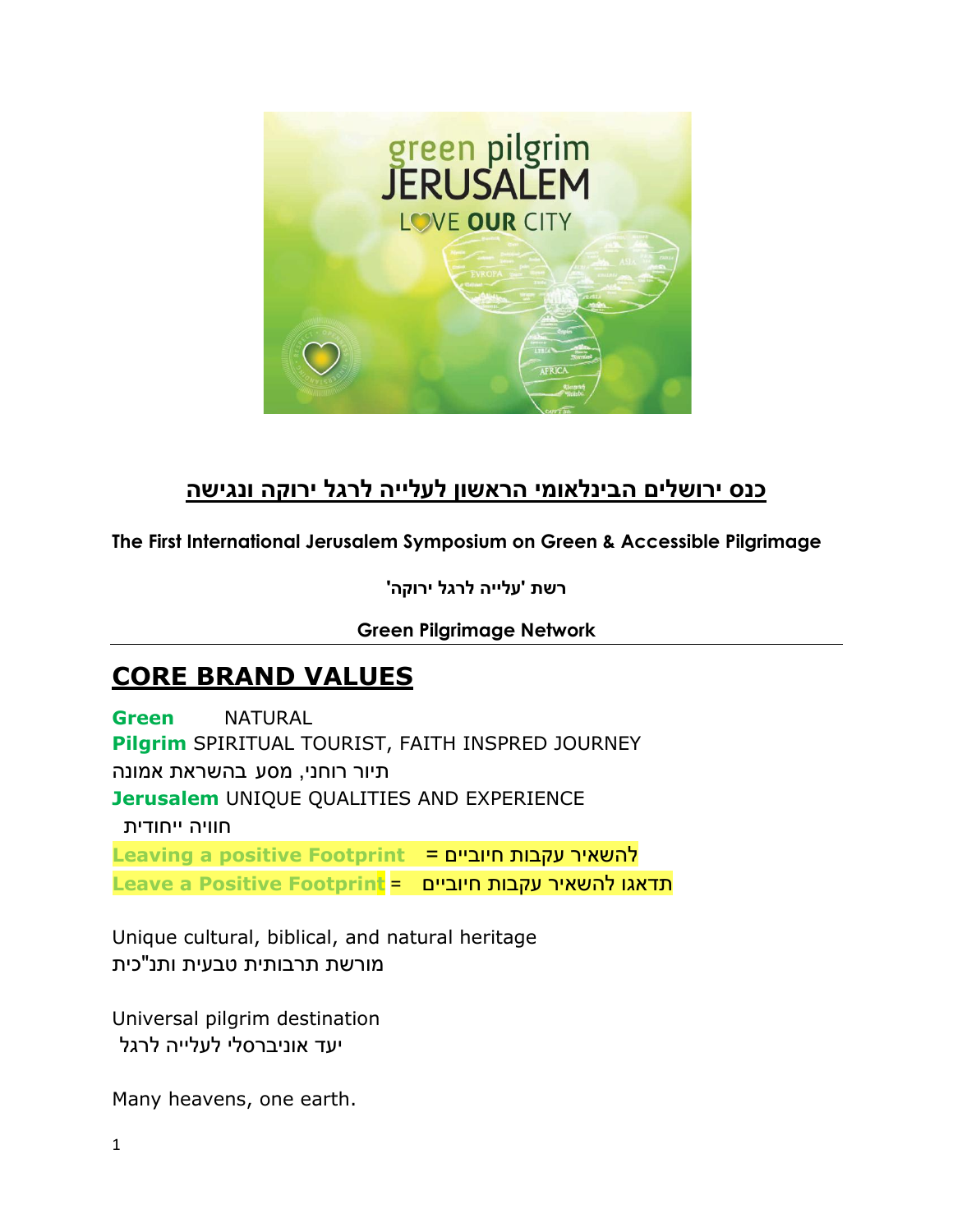## כנס ירושלים הבינלאומי הראשון לעלייה לרגל ירוקה ונגישה

**The First International Jerusalem Symposium on Green & Accessible Pilgrimage**

**רשת 'עלייה לרגל ירוקה'**

**Green Pilgrimage Network**

# CORE BRAND VALUES

**Green** NATURAL

**Pilgrim** SPIRITUAL TOURIST, FAITH INSPRED JOURNEY

תיור רוחני, מסע בהשראת אמונה

**Jerusalem** UNIQUE QUALITIES AND EXPERIENCE

חוויה ייחודית

**Leaving a positive Footprint** = להשאיר עקבות חיוביים

**Leave a Positive Footprint** = תדאגו להשאיר עקבות חיוביים

Unique cultural, biblical, and natural heritage

מורשת תרבותית טבעית ותנ"כית

Universal pilgrim destination

יעד אוניברסלי לעלייה לרגל

Many heavens, one earth.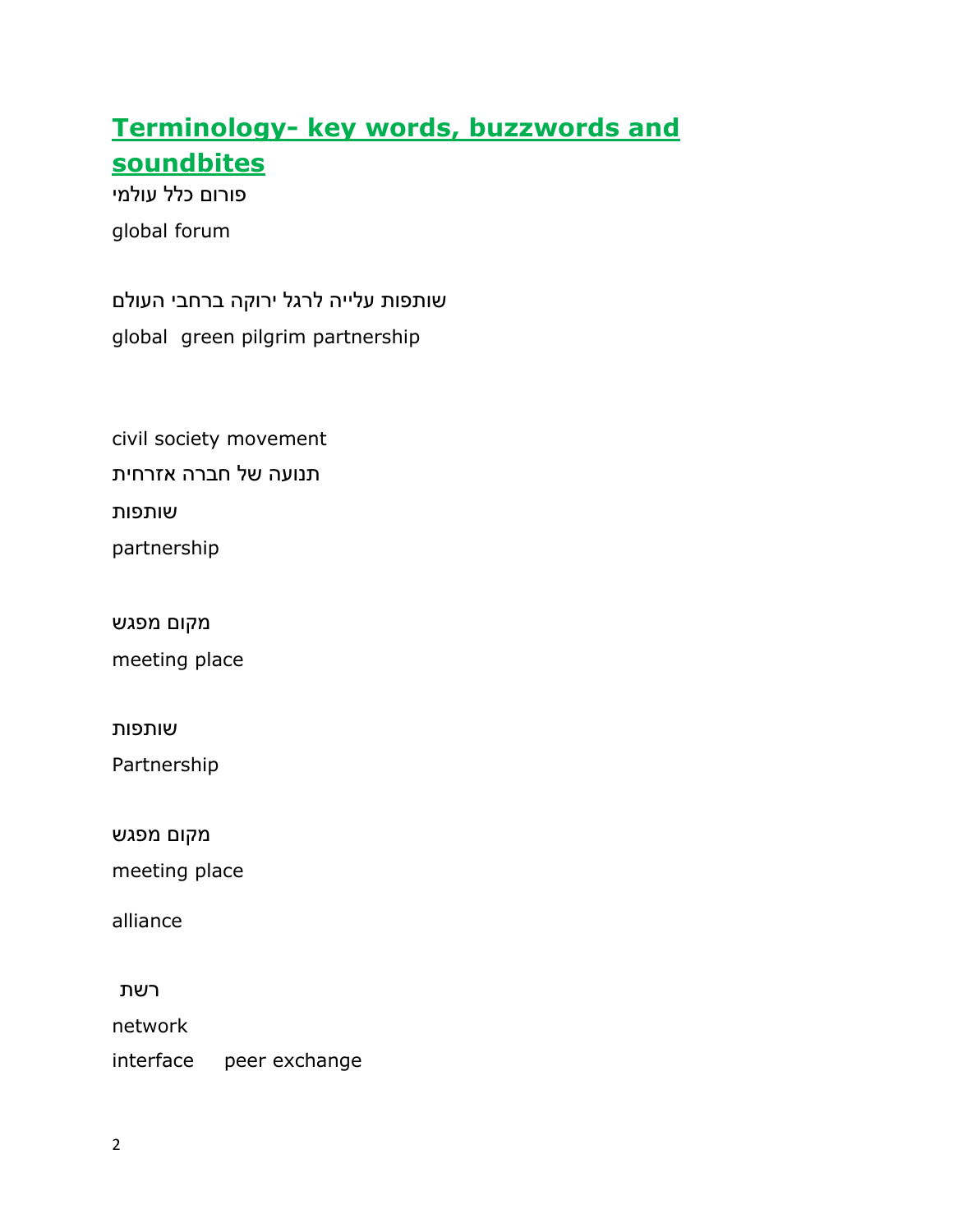## Terminology- key words, buzzwords and soundbites

פורום כלל עולמי

global forum

שותפות עלייה לרגל ירוקה ברחבי העולם

global  green pilgrim partnership

civil society movement

תנועה של חברה אזרחית

שותפות

partnership

מקום מפגש

meeting place

שותפות

Partnership

מקום מפגש

meeting place

alliance

רשת

network

interface     peer exchange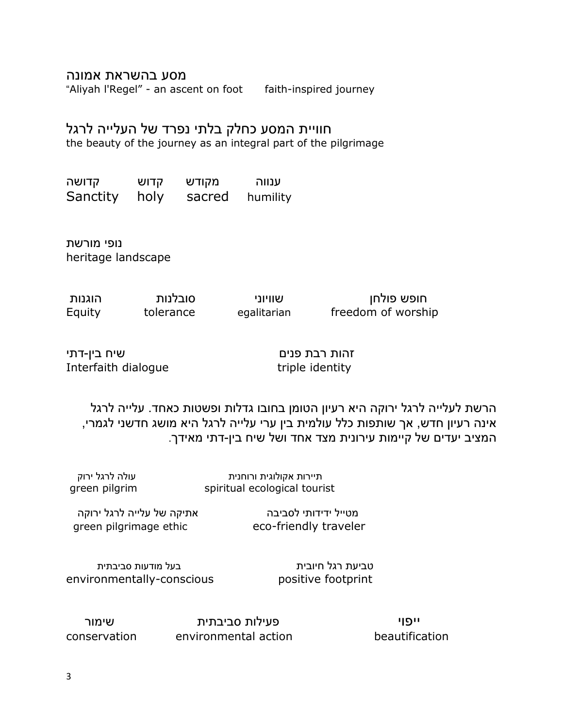מסע בהשראת אמונה

"Aliyah l'Regel" - an ascent on foot      faith-inspired journey

חוויית המסע כחלק בלתי נפרד של העלייה לרגל

the beauty of the journey as an integral part of the pilgrimage

| קדושה | קדוש | מקודש | ענווה |
|---|---|---|---|
| Sanctity | holy | sacred | humility |

נופי מורשת

heritage landscape

| הוגנות | סובלנות | שוויוני | חופש פולחן |
|---|---|---|---|
| Equity | tolerance | egalitarian | freedom of worship |

| שיח בין-דתי | זהות רבת פנים |
|---|---|
| Interfaith dialogue | triple identity |

הרשת לעלייה לרגל ירוקה היא רעיון הטומן בחובו גדלות ופשטות כאחד. עלייה לרגל אינה רעיון חדש, אך שותפות כלל עולמית בין ערי עלייה לרגל היא מושג חדשני לגמרי, המציב יעדים של קיימות עירונית מצד אחד ושל שיח בין-דתי מאידך.

| עולה לרגל ירוק | תיירות אקולוגית ורוחנית |
|---|---|
| green pilgrim | spiritual ecological tourist |
| אתיקה של עלייה לרגל ירוקה | מטייל ידידותי לסביבה |
| green pilgrimage ethic | eco-friendly traveler |

| בעל מודעות סביבתית | טביעת רגל חיובית |
|---|---|
| environmentally-conscious | positive footprint |

| שימור | פעילות סביבתית | ייפוי |
|---|---|---|
| conservation | environmental action | beautification |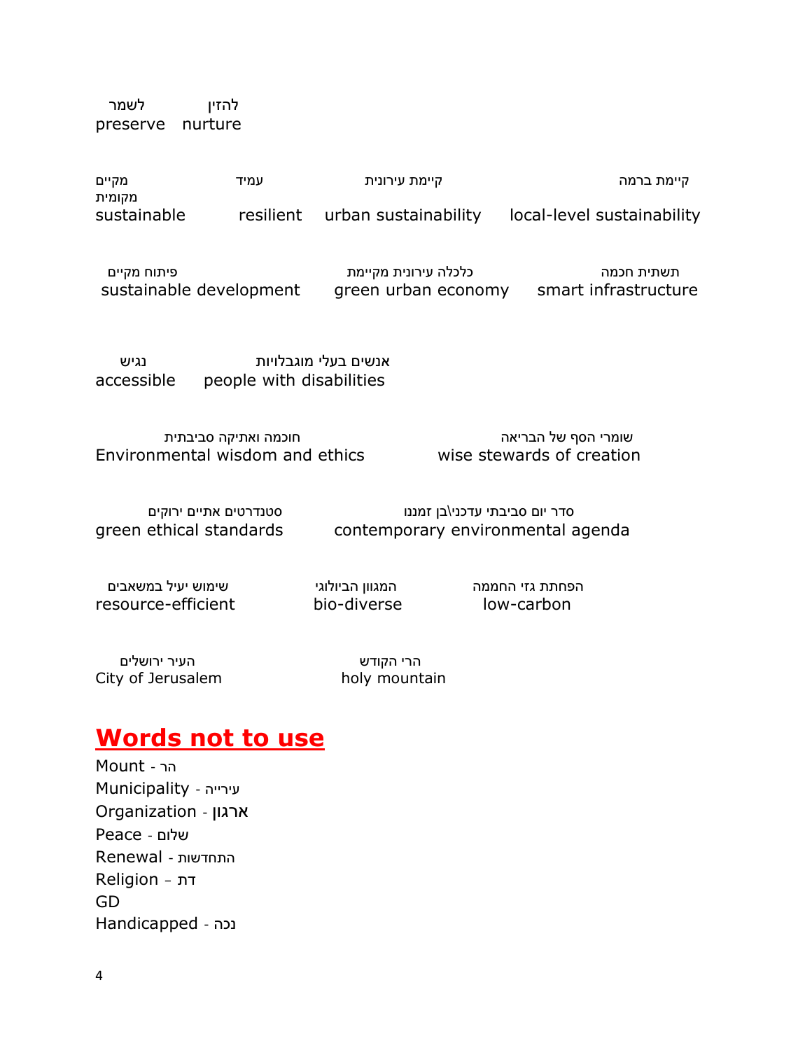לשמר preserve
להזין nurture

מקיים sustainable
עמיד resilient
קיימת עירונית urban sustainability
קיימת ברמה מקומית local-level sustainability

פיתוח מקיים sustainable development
כלכלה עירונית מקיימת green urban economy
תשתית חכמה smart infrastructure

נגיש accessible
אנשים בעלי מוגבלויות people with disabilities

חוכמה ואתיקה סביבתית Environmental wisdom and ethics
שומרי הסף של הבריאה wise stewards of creation

סטנדרטים אתיים ירוקים green ethical standards
סדר יום סביבתי עדכני\בן זמננו contemporary environmental agenda

שימוש יעיל במשאבים resource-efficient
המגוון הביולוגי bio-diverse
הפחתת גזי החממה low-carbon

העיר ירושלים City of Jerusalem
הרי הקודש holy mountain

## Words not to use

Mount - הר
Municipality - עירייה
Organization - ארגון
Peace - שלום
Renewal - התחדשות
Religion – דת
GD
Handicapped - נכה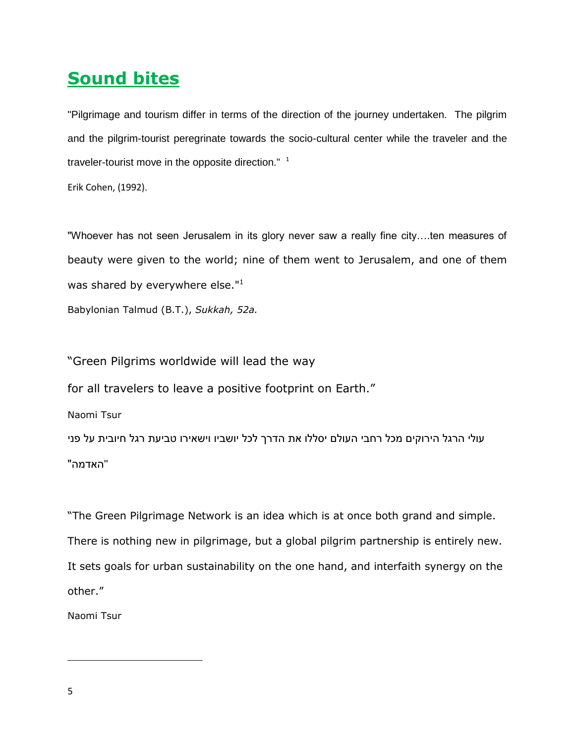## **Sound bites**

"Pilgrimage and tourism differ in terms of the direction of the journey undertaken. The pilgrim and the pilgrim-tourist peregrinate towards the socio-cultural center while the traveler and the traveler-tourist move in the opposite direction." [1]

Erik Cohen, (1992).

"Whoever has not seen Jerusalem in its glory never saw a really fine city….ten measures of beauty were given to the world; nine of them went to Jerusalem, and one of them was shared by everywhere else."[1]

Babylonian Talmud (B.T.), *Sukkah, 52a.*

"Green Pilgrims worldwide will lead the way

for all travelers to leave a positive footprint on Earth."

Naomi Tsur

עולי הרגל הירוקים מכל רחבי העולם יסללו את הדרך לכל יושביו וישאירו טביעת רגל חיובית על פני "האדמה"

"The Green Pilgrimage Network is an idea which is at once both grand and simple. There is nothing new in pilgrimage, but a global pilgrim partnership is entirely new. It sets goals for urban sustainability on the one hand, and interfaith synergy on the other."

Naomi Tsur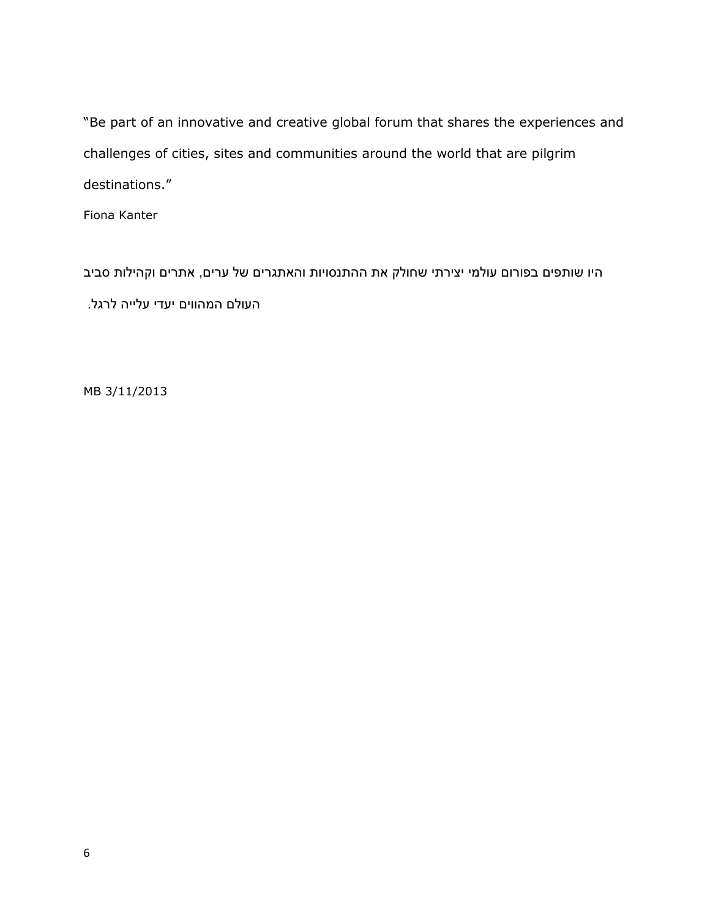"Be part of an innovative and creative global forum that shares the experiences and challenges of cities, sites and communities around the world that are pilgrim destinations."

Fiona Kanter

היו שותפים בפורום עולמי יצירתי שחולק את ההתנסויות והאתגרים של ערים, אתרים וקהילות סביב העולם המהווים יעדי עלייה לרגל.

MB 3/11/2013